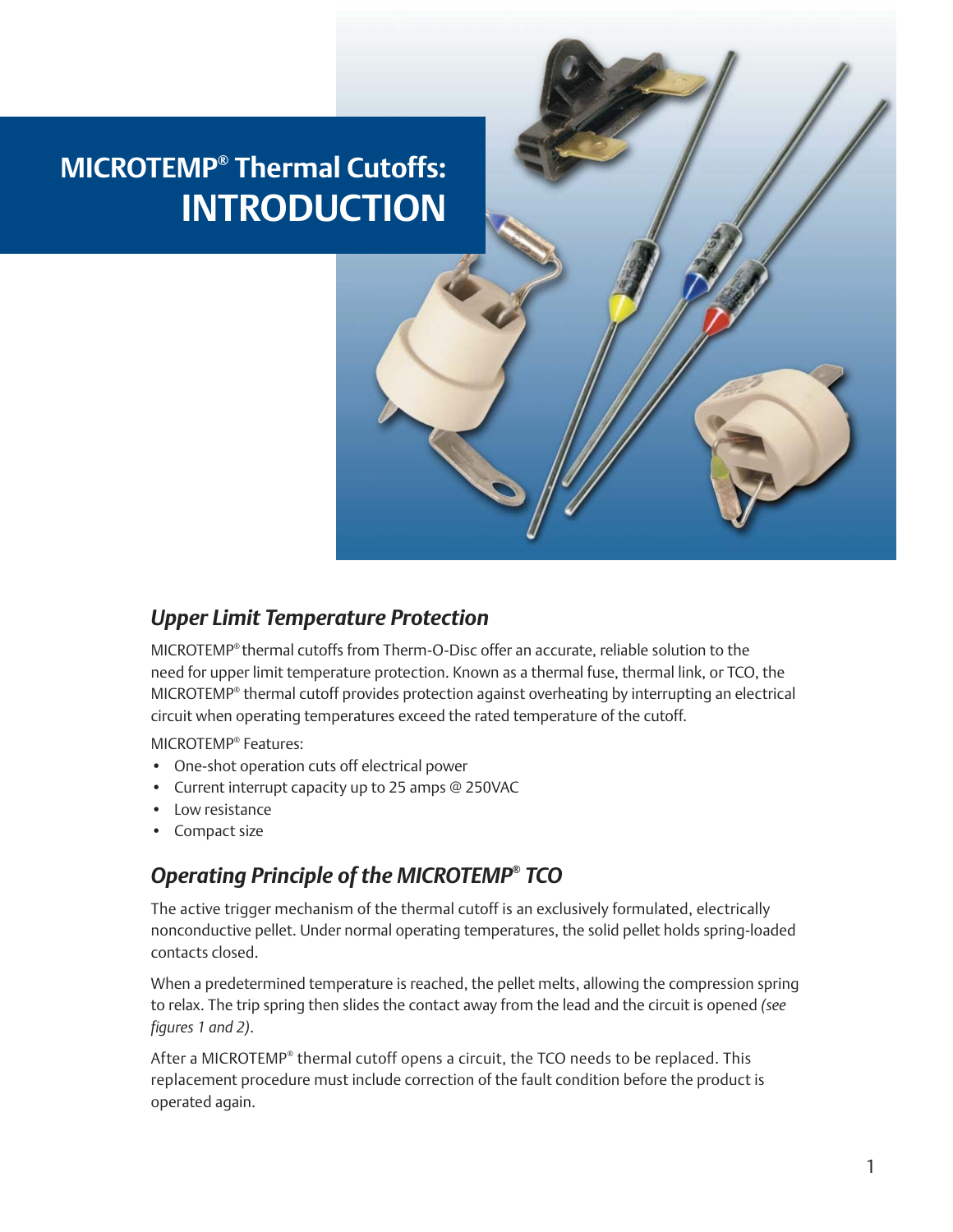# MICROTEMP® Thermal Cutoffs: INTRODUCTION

## *Upper Limit Temperature Protection*

MICROTEMP® thermal cutoffs from Therm-O-Disc offer an accurate, reliable solution to the need for upper limit temperature protection. Known as a thermal fuse, thermal link, or TCO, the MICROTEMP® thermal cutoff provides protection against overheating by interrupting an electrical circuit when operating temperatures exceed the rated temperature of the cutoff.

MICROTEMP® Features:

- One-shot operation cuts off electrical power
- Current interrupt capacity up to 25 amps @ 250VAC
- Low resistance
- Compact size

## *Operating Principle of the MICROTEMP® TCO*

The active trigger mechanism of the thermal cutoff is an exclusively formulated, electrically nonconductive pellet. Under normal operating temperatures, the solid pellet holds spring-loaded contacts closed.

When a predetermined temperature is reached, the pellet melts, allowing the compression spring to relax. The trip spring then slides the contact away from the lead and the circuit is opened *(see figures 1 and 2)*.

After a MICROTEMP® thermal cutoff opens a circuit, the TCO needs to be replaced. This replacement procedure must include correction of the fault condition before the product is operated again.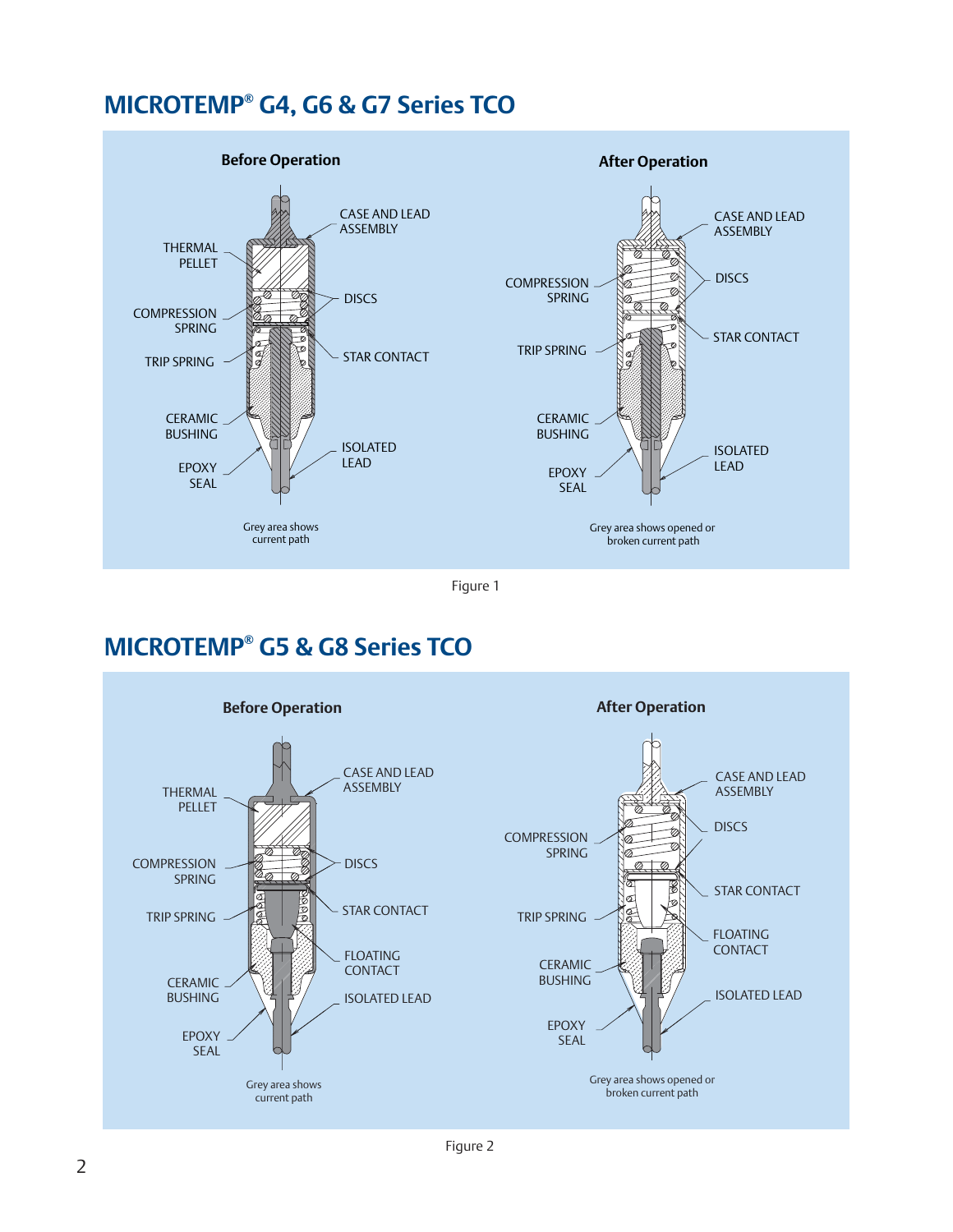## MICROTEMP® G4, G6 & G7 Series TCO

**Before Operation**

THERMAL PELLET

CASE AND LEAD ASSEMBLY

COMPRESSION SPRING

DISCS

TRIP SPRING

STAR CONTACT

CERAMIC BUSHING

EPOXY SEAL

ISOLATED LEAD

Grey area shows current path

**After Operation**

CASE AND LEAD ASSEMBLY

COMPRESSION SPRING

DISCS

TRIP SPRING

STAR CONTACT

CERAMIC BUSHING

EPOXY SEAL

ISOLATED LEAD

Grey area shows opened or broken current path

Figure 1

## MICROTEMP® G5 & G8 Series TCO

**Before Operation**

THERMAL PELLET

CASE AND LEAD ASSEMBLY

COMPRESSION SPRING

DISCS

TRIP SPRING

STAR CONTACT

FLOATING CONTACT

CERAMIC BUSHING

ISOLATED LEAD

EPOXY SEAL

Grey area shows current path

**After Operation**

CASE AND LEAD ASSEMBLY

COMPRESSION SPRING

DISCS

STAR CONTACT

TRIP SPRING

FLOATING CONTACT

CERAMIC BUSHING

ISOLATED LEAD

EPOXY SEAL

Grey area shows opened or broken current path

Figure 2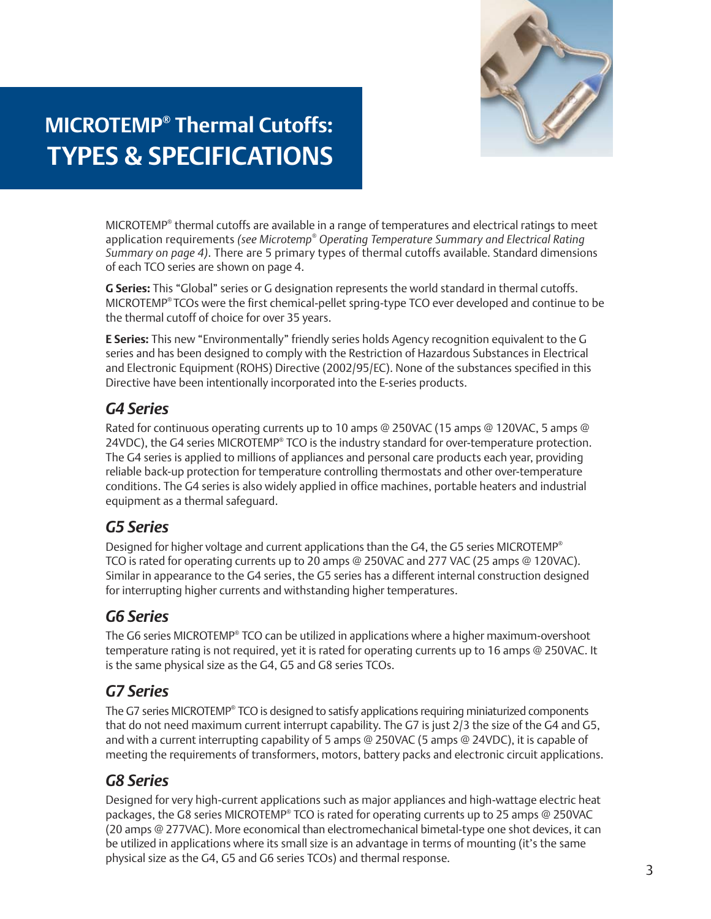# MICROTEMP® Thermal Cutoffs: TYPES & SPECIFICATIONS

MICROTEMP® thermal cutoffs are available in a range of temperatures and electrical ratings to meet application requirements *(see Microtemp® Operating Temperature Summary and Electrical Rating Summary on page 4)*. There are 5 primary types of thermal cutoffs available. Standard dimensions of each TCO series are shown on page 4.

**G Series:** This "Global" series or G designation represents the world standard in thermal cutoffs. MICROTEMP® TCOs were the first chemical-pellet spring-type TCO ever developed and continue to be the thermal cutoff of choice for over 35 years.

**E Series:** This new "Environmentally" friendly series holds Agency recognition equivalent to the G series and has been designed to comply with the Restriction of Hazardous Substances in Electrical and Electronic Equipment (ROHS) Directive (2002/95/EC). None of the substances specified in this Directive have been intentionally incorporated into the E-series products.

## *G4 Series*

Rated for continuous operating currents up to 10 amps @ 250VAC (15 amps @ 120VAC, 5 amps @ 24VDC), the G4 series MICROTEMP® TCO is the industry standard for over-temperature protection. The G4 series is applied to millions of appliances and personal care products each year, providing reliable back-up protection for temperature controlling thermostats and other over-temperature conditions. The G4 series is also widely applied in office machines, portable heaters and industrial equipment as a thermal safeguard.

## *G5 Series*

Designed for higher voltage and current applications than the G4, the G5 series MICROTEMP® TCO is rated for operating currents up to 20 amps @ 250VAC and 277 VAC (25 amps @ 120VAC). Similar in appearance to the G4 series, the G5 series has a different internal construction designed for interrupting higher currents and withstanding higher temperatures.

## *G6 Series*

The G6 series MICROTEMP® TCO can be utilized in applications where a higher maximum-overshoot temperature rating is not required, yet it is rated for operating currents up to 16 amps @ 250VAC. It is the same physical size as the G4, G5 and G8 series TCOs.

## *G7 Series*

The G7 series MICROTEMP® TCO is designed to satisfy applications requiring miniaturized components that do not need maximum current interrupt capability. The G7 is just 2/3 the size of the G4 and G5, and with a current interrupting capability of 5 amps @ 250VAC (5 amps @ 24VDC), it is capable of meeting the requirements of transformers, motors, battery packs and electronic circuit applications.

## *G8 Series*

Designed for very high-current applications such as major appliances and high-wattage electric heat packages, the G8 series MICROTEMP® TCO is rated for operating currents up to 25 amps @ 250VAC (20 amps @ 277VAC). More economical than electromechanical bimetal-type one shot devices, it can be utilized in applications where its small size is an advantage in terms of mounting (it's the same physical size as the G4, G5 and G6 series TCOs) and thermal response.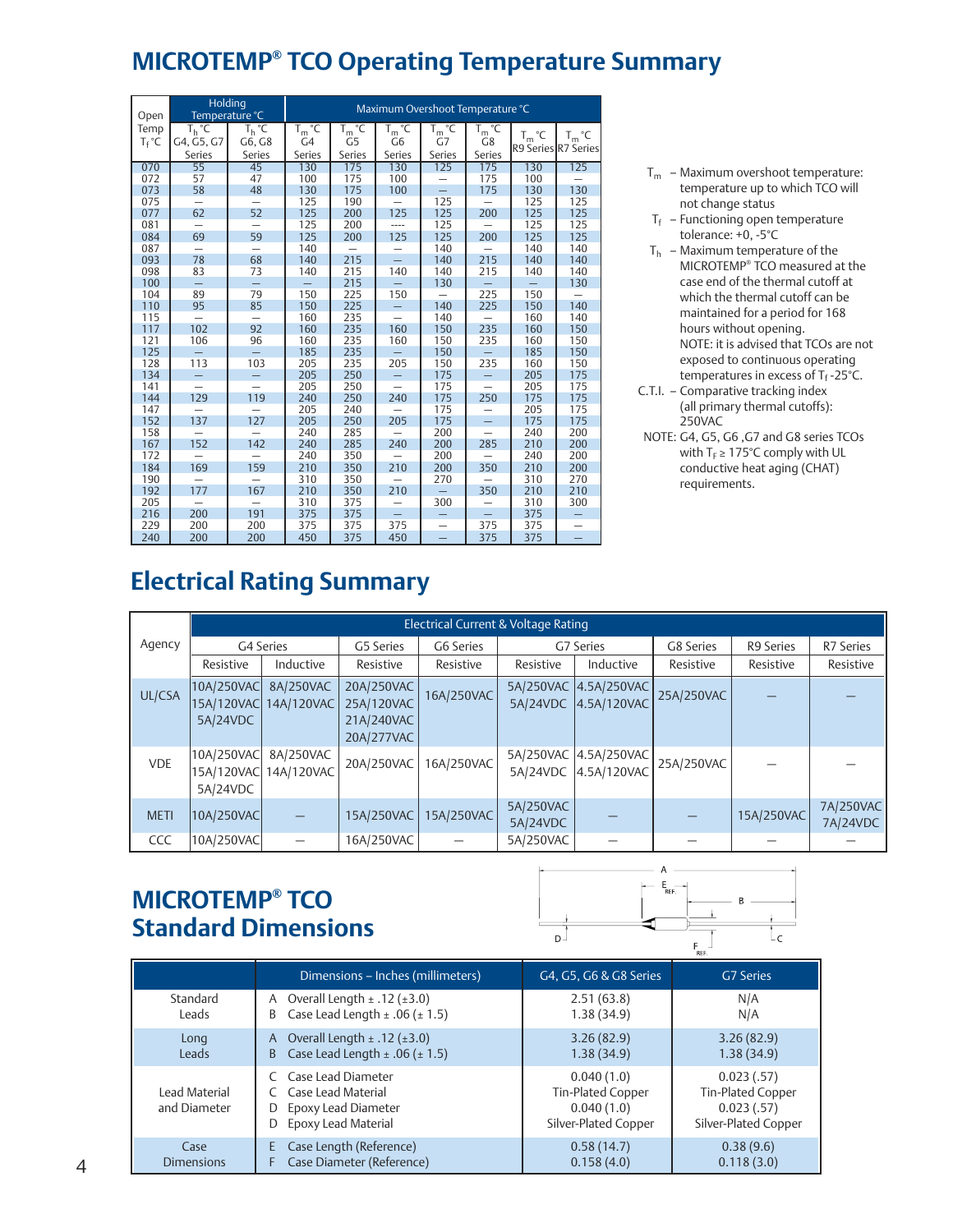## MICROTEMP® TCO Operating Temperature Summary

| Open Temp $T_f$ °C | Holding Temperature °C $T_h$ °C G4, G5, G7 Series | $T_h$ °C G6, G8 Series | Maximum Overshoot Temperature °C $T_m$ °C G4 Series | $T_m$ °C G5 Series | $T_m$ °C G6 Series | $T_m$ °C G7 Series | $T_m$ °C G8 Series | $T_m$ °C R9 Series | $T_m$ °C R7 Series |
|---|---|---|---|---|---|---|---|---|---|
| 070 | 55 | 45 | 130 | 175 | 130 | 125 | 175 | 130 | 125 |
| 072 | 57 | 47 | 100 | 175 | 100 | — | 175 | 100 | — |
| 073 | 58 | 48 | 130 | 175 | 100 | — | 175 | 130 | 130 |
| 075 | — | — | 125 | 190 | — | 125 | — | 125 | 125 |
| 077 | 62 | 52 | 125 | 200 | 125 | 125 | 200 | 125 | 125 |
| 081 | — | — | 125 | 200 | ---- | 125 | — | 125 | 125 |
| 084 | 69 | 59 | 125 | 200 | 125 | 125 | 200 | 125 | 125 |
| 087 | — | — | 140 | — | — | 140 | — | 140 | 140 |
| 093 | 78 | 68 | 140 | 215 | — | 140 | 215 | 140 | 140 |
| 098 | 83 | 73 | 140 | 215 | 140 | 140 | 215 | 140 | 140 |
| 100 | — | — | — | 215 | — | 130 | — | — | 130 |
| 104 | 89 | 79 | 150 | 225 | 150 | — | 225 | 150 | — |
| 110 | 95 | 85 | 150 | 225 | — | 140 | 225 | 150 | 140 |
| 115 | — | — | 160 | 235 | — | 140 | — | 160 | 140 |
| 117 | 102 | 92 | 160 | 235 | 160 | 150 | 235 | 160 | 150 |
| 121 | 106 | 96 | 160 | 235 | 160 | 150 | 235 | 160 | 150 |
| 125 | — | — | 185 | 235 | — | 150 | — | 185 | 150 |
| 128 | 113 | 103 | 205 | 235 | 205 | 150 | 235 | 160 | 150 |
| 134 | — | — | 205 | 250 | — | 175 | — | 205 | 175 |
| 141 | — | — | 205 | 250 | — | 175 | — | 205 | 175 |
| 144 | 129 | 119 | 240 | 250 | 240 | 175 | 250 | 175 | 175 |
| 147 | — | — | 205 | 240 | — | 175 | — | 205 | 175 |
| 152 | 137 | 127 | 205 | 250 | 205 | 175 | — | 175 | 175 |
| 158 | — | — | 240 | 285 | — | 200 | — | 240 | 200 |
| 167 | 152 | 142 | 240 | 285 | 240 | 200 | 285 | 210 | 200 |
| 172 | — | — | 240 | 350 | — | 200 | — | 240 | 200 |
| 184 | 169 | 159 | 210 | 350 | 210 | 200 | 350 | 210 | 200 |
| 190 | — | — | 310 | 350 | — | 270 | — | 310 | 270 |
| 192 | 177 | 167 | 210 | 350 | 210 | — | 350 | 210 | 210 |
| 205 | — | — | 310 | 375 | — | 300 | — | 310 | 300 |
| 216 | 200 | 191 | 375 | 375 | — | — | — | 375 | — |
| 229 | 200 | 200 | 375 | 375 | 375 | — | 375 | 375 | — |
| 240 | 200 | 200 | 450 | 375 | 450 | — | 375 | 375 | — |

$T_m$ – Maximum overshoot temperature: temperature up to which TCO will not change status

$T_f$ – Functioning open temperature tolerance: +0, -5°C

$T_h$ – Maximum temperature of the MICROTEMP® TCO measured at the case end of the thermal cutoff at which the thermal cutoff can be maintained for a period for 168 hours without opening.
NOTE: it is advised that TCOs are not exposed to continuous operating temperatures in excess of $T_f$ -25°C.

C.T.I. – Comparative tracking index (all primary thermal cutoffs): 250VAC

NOTE: G4, G5, G6 ,G7 and G8 series TCOs with $T_F \geq 175$°C comply with UL conductive heat aging (CHAT) requirements.

## Electrical Rating Summary

| Agency | Electrical Current & Voltage Rating G4 Series Resistive | G4 Series Inductive | G5 Series Resistive | G6 Series Resistive | G7 Series Resistive | G7 Series Inductive | G8 Series Resistive | R9 Series Resistive | R7 Series Resistive |
|---|---|---|---|---|---|---|---|---|---|
| UL/CSA | 10A/250VAC 15A/120VAC 5A/24VDC | 8A/250VAC 14A/120VAC | 20A/250VAC 25A/120VAC 21A/240VAC 20A/277VAC | 16A/250VAC | 5A/250VAC 5A/24VDC | 4.5A/250VAC 4.5A/120VAC | 25A/250VAC | — | — |
| VDE | 10A/250VAC 15A/120VAC 5A/24VDC | 8A/250VAC 14A/120VAC | 20A/250VAC | 16A/250VAC | 5A/250VAC 5A/24VDC | 4.5A/250VAC 4.5A/120VAC | 25A/250VAC | — | — |
| METI | 10A/250VAC | — | 15A/250VAC | 15A/250VAC | 5A/250VAC 5A/24VDC | — | — | 15A/250VAC | 7A/250VAC 7A/24VDC |
| CCC | 10A/250VAC | — | 16A/250VAC | — | 5A/250VAC | — | — | — | — |

## MICROTEMP® TCO Standard Dimensions

| | Dimensions – Inches (millimeters) | G4, G5, G6 & G8 Series | G7 Series |
|---|---|---|---|
| Standard Leads | A Overall Length ± .12 (±3.0)<br>B Case Lead Length ± .06 (± 1.5) | 2.51 (63.8)<br>1.38 (34.9) | N/A<br>N/A |
| Long Leads | A Overall Length ± .12 (±3.0)<br>B Case Lead Length ± .06 (± 1.5) | 3.26 (82.9)<br>1.38 (34.9) | 3.26 (82.9)<br>1.38 (34.9) |
| Lead Material and Diameter | C Case Lead Diameter<br>C Case Lead Material<br>D Epoxy Lead Diameter<br>D Epoxy Lead Material | 0.040 (1.0)<br>Tin-Plated Copper<br>0.040 (1.0)<br>Silver-Plated Copper | 0.023 (.57)<br>Tin-Plated Copper<br>0.023 (.57)<br>Silver-Plated Copper |
| Case Dimensions | E Case Length (Reference)<br>F Case Diameter (Reference) | 0.58 (14.7)<br>0.158 (4.0) | 0.38 (9.6)<br>0.118 (3.0) |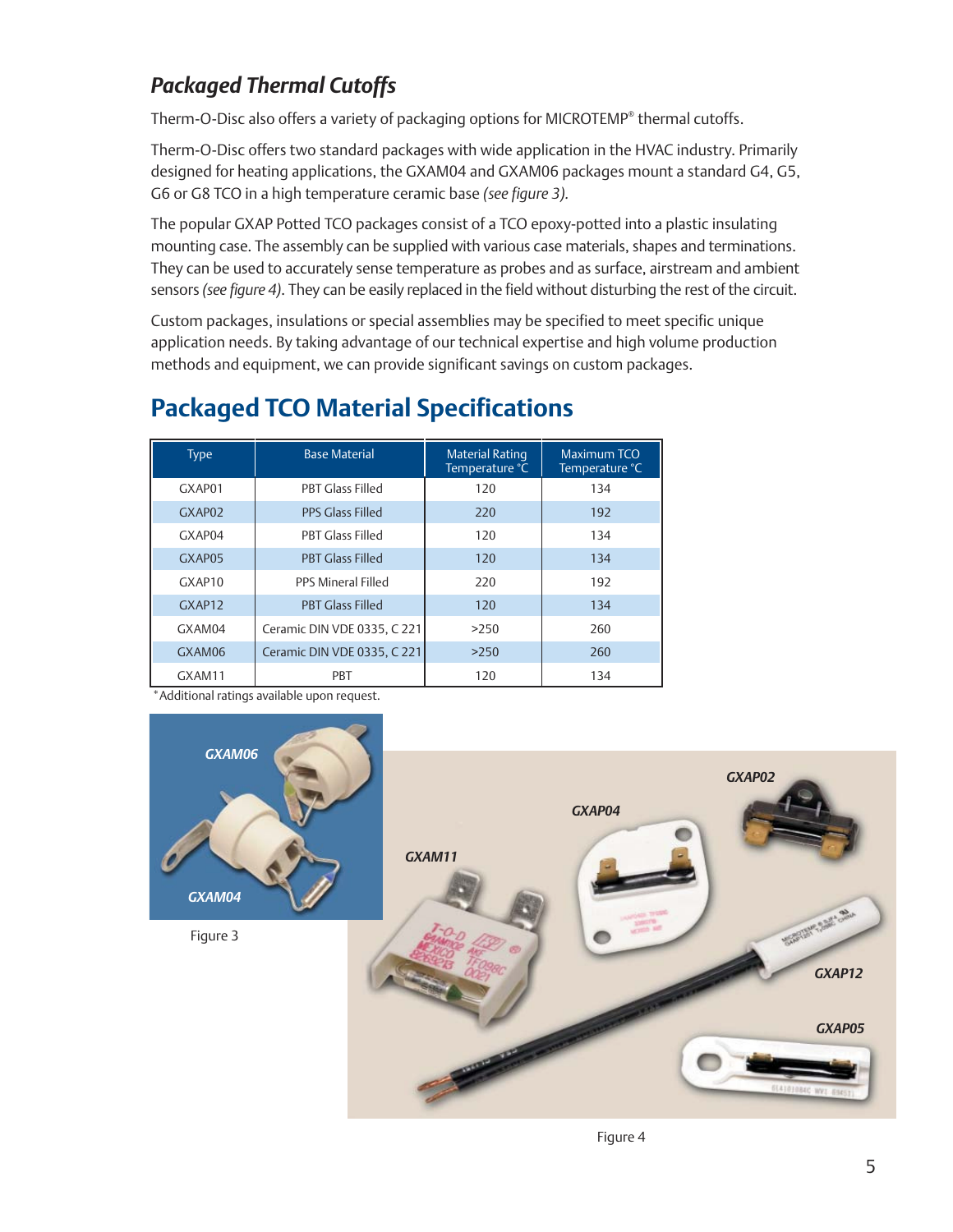## *Packaged Thermal Cutoffs*

Therm-O-Disc also offers a variety of packaging options for MICROTEMP® thermal cutoffs.

Therm-O-Disc offers two standard packages with wide application in the HVAC industry. Primarily designed for heating applications, the GXAM04 and GXAM06 packages mount a standard G4, G5, G6 or G8 TCO in a high temperature ceramic base *(see figure 3).*

The popular GXAP Potted TCO packages consist of a TCO epoxy-potted into a plastic insulating mounting case. The assembly can be supplied with various case materials, shapes and terminations. They can be used to accurately sense temperature as probes and as surface, airstream and ambient sensors *(see figure 4)*. They can be easily replaced in the field without disturbing the rest of the circuit.

Custom packages, insulations or special assemblies may be specified to meet specific unique application needs. By taking advantage of our technical expertise and high volume production methods and equipment, we can provide significant savings on custom packages.

# Packaged TCO Material Specifications

| Type | Base Material | Material Rating Temperature °C | Maximum TCO Temperature °C |
|---|---|---|---|
| GXAP01 | PBT Glass Filled | 120 | 134 |
| GXAP02 | PPS Glass Filled | 220 | 192 |
| GXAP04 | PBT Glass Filled | 120 | 134 |
| GXAP05 | PBT Glass Filled | 120 | 134 |
| GXAP10 | PPS Mineral Filled | 220 | 192 |
| GXAP12 | PBT Glass Filled | 120 | 134 |
| GXAM04 | Ceramic DIN VDE 0335, C 221 | >250 | 260 |
| GXAM06 | Ceramic DIN VDE 0335, C 221 | >250 | 260 |
| GXAM11 | PBT | 120 | 134 |

*Additional ratings available upon request.

Figure 3

Figure 4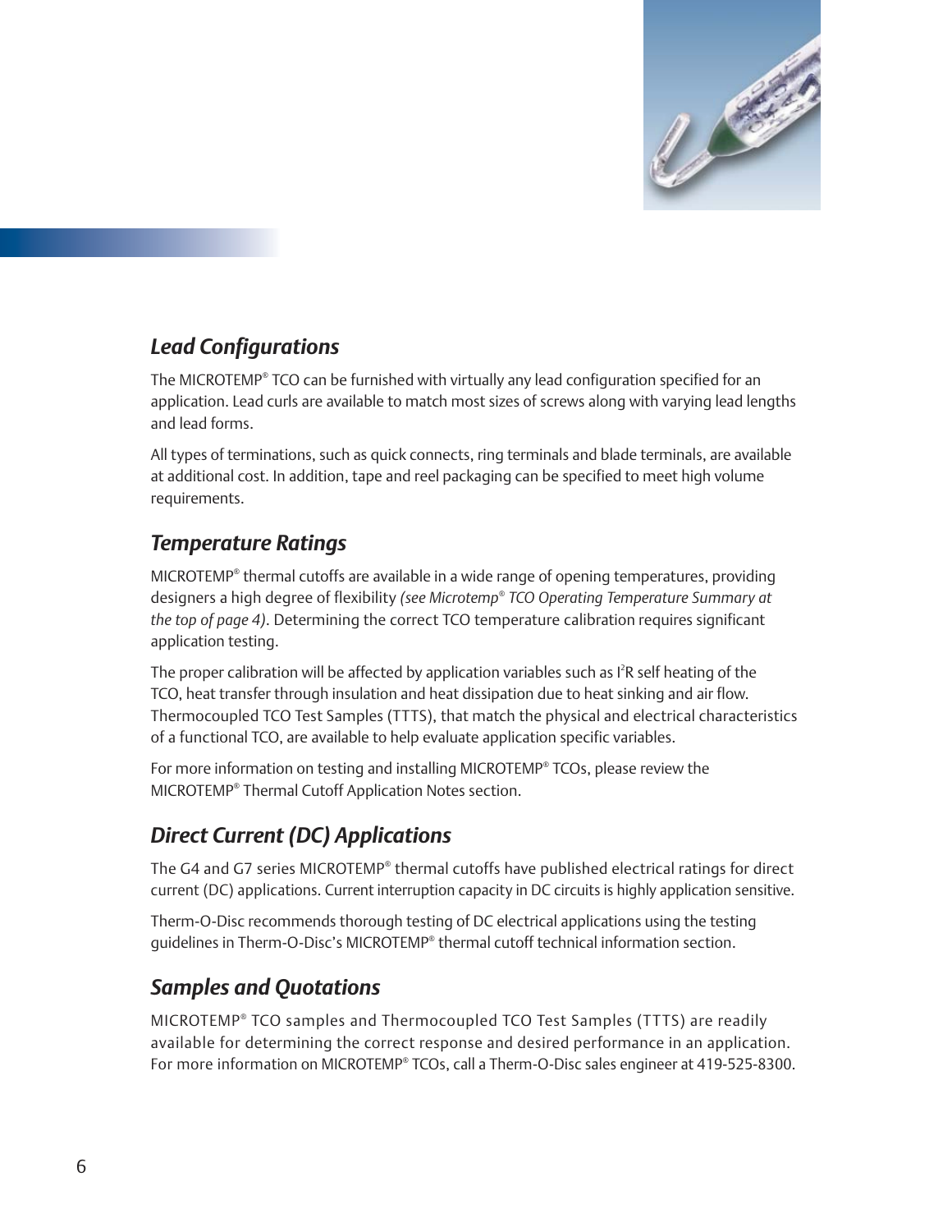## *Lead Configurations*

The MICROTEMP® TCO can be furnished with virtually any lead configuration specified for an application. Lead curls are available to match most sizes of screws along with varying lead lengths and lead forms.

All types of terminations, such as quick connects, ring terminals and blade terminals, are available at additional cost. In addition, tape and reel packaging can be specified to meet high volume requirements.

## *Temperature Ratings*

MICROTEMP® thermal cutoffs are available in a wide range of opening temperatures, providing designers a high degree of flexibility *(see Microtemp® TCO Operating Temperature Summary at the top of page 4)*. Determining the correct TCO temperature calibration requires significant application testing.

The proper calibration will be affected by application variables such as $I^2R$ self heating of the TCO, heat transfer through insulation and heat dissipation due to heat sinking and air flow. Thermocoupled TCO Test Samples (TTTS), that match the physical and electrical characteristics of a functional TCO, are available to help evaluate application specific variables.

For more information on testing and installing MICROTEMP® TCOs, please review the MICROTEMP® Thermal Cutoff Application Notes section.

## *Direct Current (DC) Applications*

The G4 and G7 series MICROTEMP® thermal cutoffs have published electrical ratings for direct current (DC) applications. Current interruption capacity in DC circuits is highly application sensitive.

Therm-O-Disc recommends thorough testing of DC electrical applications using the testing guidelines in Therm-O-Disc's MICROTEMP® thermal cutoff technical information section.

## *Samples and Quotations*

MICROTEMP® TCO samples and Thermocoupled TCO Test Samples (TTTS) are readily available for determining the correct response and desired performance in an application. For more information on MICROTEMP® TCOs, call a Therm-O-Disc sales engineer at 419-525-8300.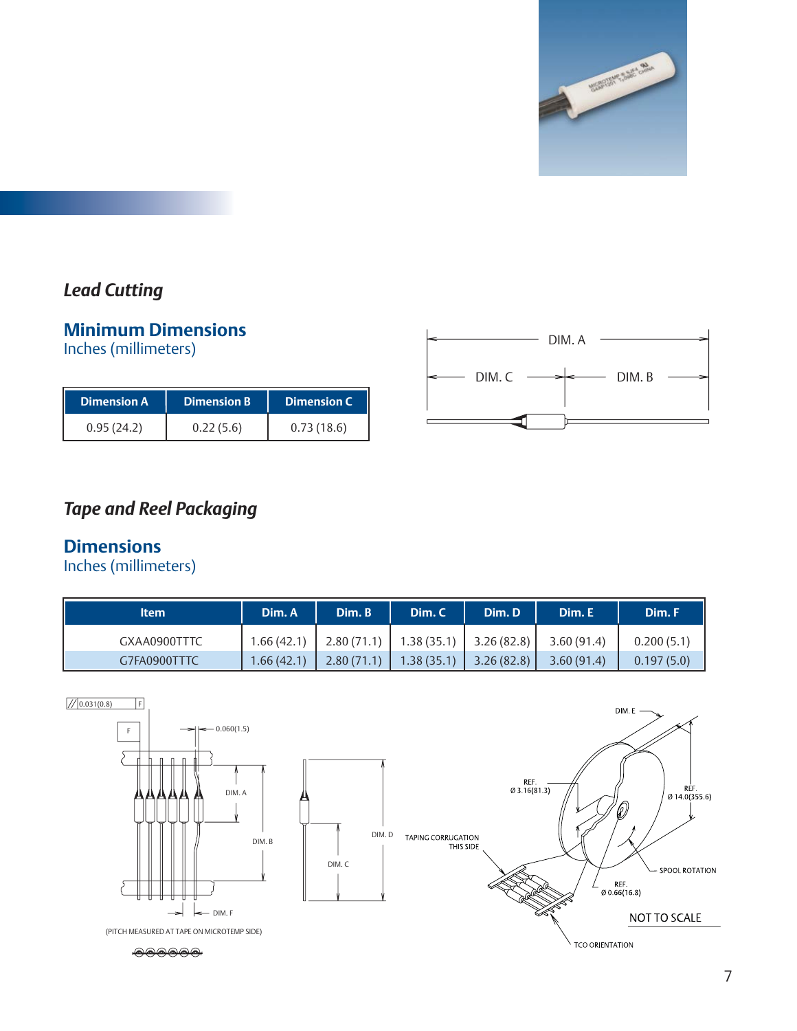### *Lead Cutting*

## Minimum Dimensions

Inches (millimeters)

| Dimension A | Dimension B | Dimension C |
|---|---|---|
| 0.95 (24.2) | 0.22 (5.6) | 0.73 (18.6) |

DIM. A

DIM. C DIM. B

### *Tape and Reel Packaging*

## Dimensions

Inches (millimeters)

| Item | Dim. A | Dim. B | Dim. C | Dim. D | Dim. E | Dim. F |
|---|---|---|---|---|---|---|
| GXAA0900TTTC | 1.66 (42.1) | 2.80 (71.1) | 1.38 (35.1) | 3.26 (82.8) | 3.60 (91.4) | 0.200 (5.1) |
| G7FA0900TTTC | 1.66 (42.1) | 2.80 (71.1) | 1.38 (35.1) | 3.26 (82.8) | 3.60 (91.4) | 0.197 (5.0) |

// 0.031(0.8) F

0.060(1.5)

DIM. A

DIM. B

DIM. F

(PITCH MEASURED AT TAPE ON MICROTEMP SIDE)

DIM. D

DIM. C

TAPING CORRUGATION THIS SIDE

REF. Ø 3.16(81.3)

DIM. E

REF. Ø 14.0(355.6)

SPOOL ROTATION

REF. Ø 0.66(16.8)

NOT TO SCALE

TCO ORIENTATION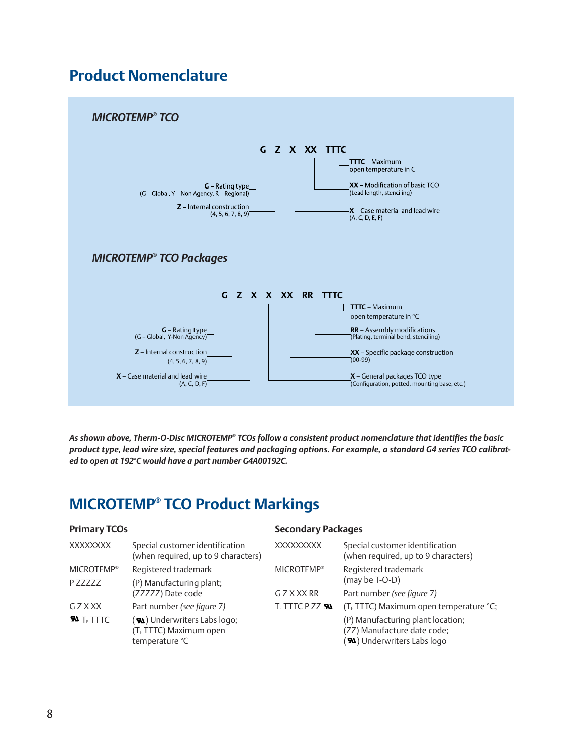# Product Nomenclature

### *MICROTEMP® TCO*

**G Z X XX TTTC**

- **G** – Rating type (G – Global, Y – Non Agency, R – Regional)
- **Z** – Internal construction (4, 5, 6, 7, 8, 9)
- **X** – Case material and lead wire (A, C, D, E, F)
- **XX** – Modification of basic TCO (Lead length, stenciling)
- **TTTC** – Maximum open temperature in C

### *MICROTEMP® TCO Packages*

**G Z X X XX RR TTTC**

- **G** – Rating type (G – Global, Y-Non Agency)
- **Z** – Internal construction (4, 5, 6, 7, 8, 9)
- **X** – Case material and lead wire (A, C, D, F)
- **X** – General packages TCO type (Configuration, potted, mounting base, etc.)
- **XX** – Specific package construction (00-99)
- **RR** – Assembly modifications (Plating, terminal bend, stenciling)
- **TTTC** – Maximum open temperature in °C

***As shown above, Therm-O-Disc MICROTEMP® TCOs follow a consistent product nomenclature that identifies the basic product type, lead wire size, special features and packaging options. For example, a standard G4 series TCO calibrated to open at 192°C would have a part number G4A00192C.***

# MICROTEMP® TCO Product Markings

### Primary TCOs

| | |
|---|---|
| XXXXXXXX | Special customer identification (when required, up to 9 characters) |
| MICROTEMP® | Registered trademark |
| P ZZZZZ | (P) Manufacturing plant; (ZZZZZ) Date code |
| G Z X XX | Part number *(see figure 7)* |
| UR $T_F$ TTTC | (UR) Underwriters Labs logo; ($T_F$ TTTC) Maximum open temperature °C |

### Secondary Packages

| | |
|---|---|
| XXXXXXXXX | Special customer identification (when required, up to 9 characters) |
| MICROTEMP® | Registered trademark (may be T-O-D) |
| G Z X XX RR | Part number *(see figure 7)* |
| $T_F$ TTTC P ZZ UR | ($T_F$ TTTC) Maximum open temperature °C; (P) Manufacturing plant location; (ZZ) Manufacture date code; (UR) Underwriters Labs logo |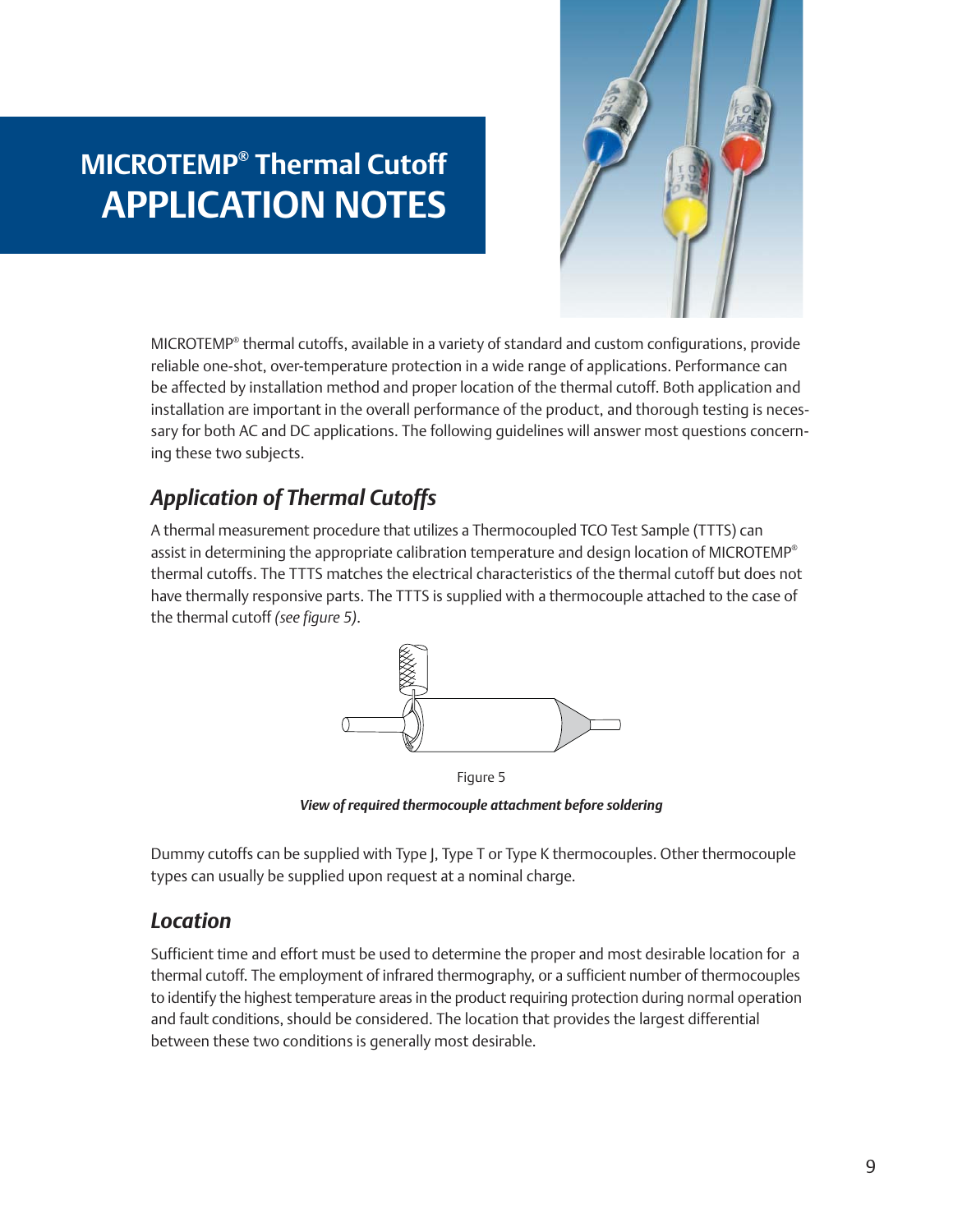# MICROTEMP® Thermal Cutoff
# APPLICATION NOTES

MICROTEMP® thermal cutoffs, available in a variety of standard and custom configurations, provide reliable one-shot, over-temperature protection in a wide range of applications. Performance can be affected by installation method and proper location of the thermal cutoff. Both application and installation are important in the overall performance of the product, and thorough testing is necessary for both AC and DC applications. The following guidelines will answer most questions concerning these two subjects.

## *Application of Thermal Cutoffs*

A thermal measurement procedure that utilizes a Thermocoupled TCO Test Sample (TTTS) can assist in determining the appropriate calibration temperature and design location of MICROTEMP® thermal cutoffs. The TTTS matches the electrical characteristics of the thermal cutoff but does not have thermally responsive parts. The TTTS is supplied with a thermocouple attached to the case of the thermal cutoff *(see figure 5)*.

Figure 5

***View of required thermocouple attachment before soldering***

Dummy cutoffs can be supplied with Type J, Type T or Type K thermocouples. Other thermocouple types can usually be supplied upon request at a nominal charge.

## *Location*

Sufficient time and effort must be used to determine the proper and most desirable location for a thermal cutoff. The employment of infrared thermography, or a sufficient number of thermocouples to identify the highest temperature areas in the product requiring protection during normal operation and fault conditions, should be considered. The location that provides the largest differential between these two conditions is generally most desirable.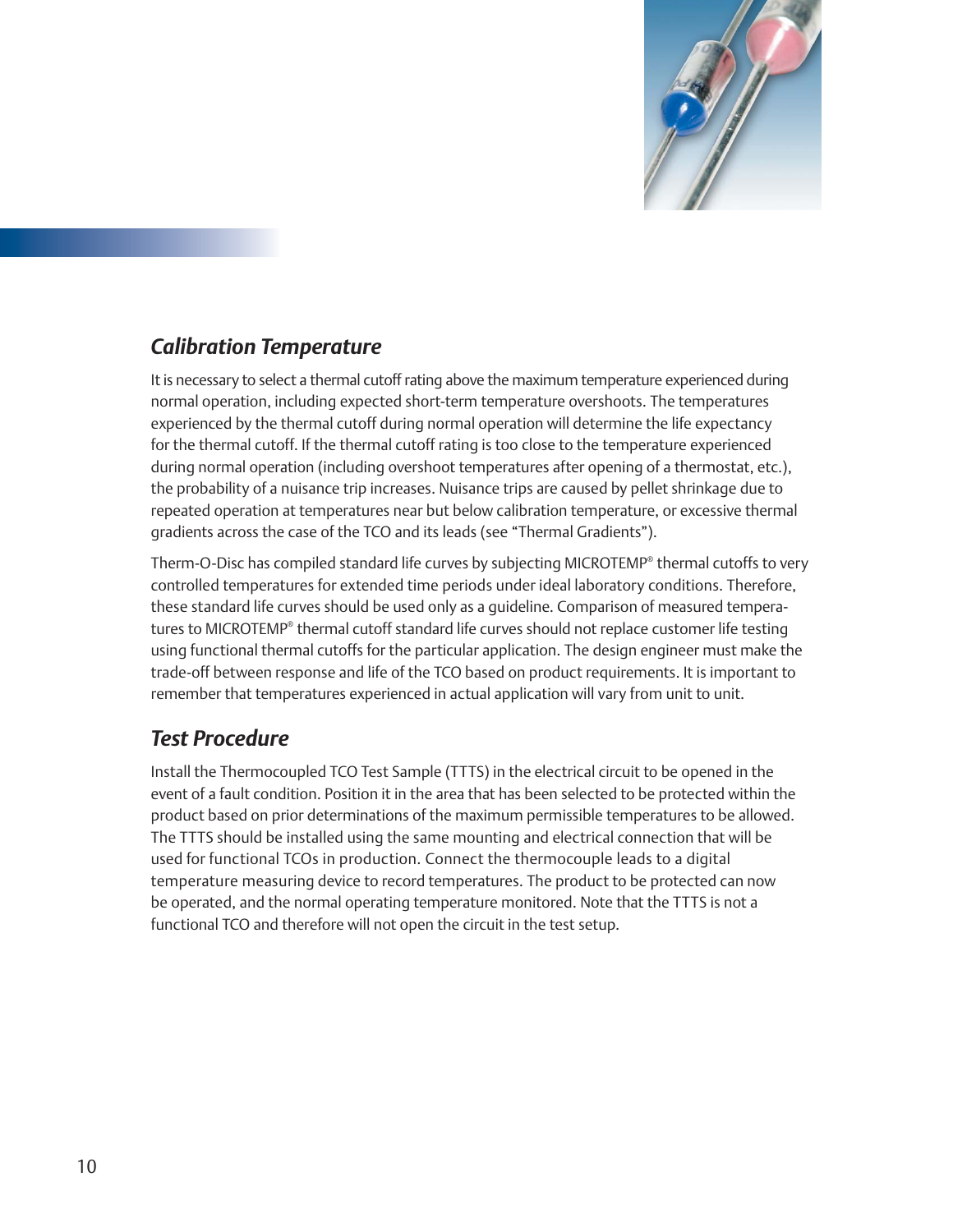## *Calibration Temperature*

It is necessary to select a thermal cutoff rating above the maximum temperature experienced during normal operation, including expected short-term temperature overshoots. The temperatures experienced by the thermal cutoff during normal operation will determine the life expectancy for the thermal cutoff. If the thermal cutoff rating is too close to the temperature experienced during normal operation (including overshoot temperatures after opening of a thermostat, etc.), the probability of a nuisance trip increases. Nuisance trips are caused by pellet shrinkage due to repeated operation at temperatures near but below calibration temperature, or excessive thermal gradients across the case of the TCO and its leads (see "Thermal Gradients").

Therm-O-Disc has compiled standard life curves by subjecting MICROTEMP® thermal cutoffs to very controlled temperatures for extended time periods under ideal laboratory conditions. Therefore, these standard life curves should be used only as a guideline. Comparison of measured temperatures to MICROTEMP® thermal cutoff standard life curves should not replace customer life testing using functional thermal cutoffs for the particular application. The design engineer must make the trade-off between response and life of the TCO based on product requirements. It is important to remember that temperatures experienced in actual application will vary from unit to unit.

## *Test Procedure*

Install the Thermocoupled TCO Test Sample (TTTS) in the electrical circuit to be opened in the event of a fault condition. Position it in the area that has been selected to be protected within the product based on prior determinations of the maximum permissible temperatures to be allowed. The TTTS should be installed using the same mounting and electrical connection that will be used for functional TCOs in production. Connect the thermocouple leads to a digital temperature measuring device to record temperatures. The product to be protected can now be operated, and the normal operating temperature monitored. Note that the TTTS is not a functional TCO and therefore will not open the circuit in the test setup.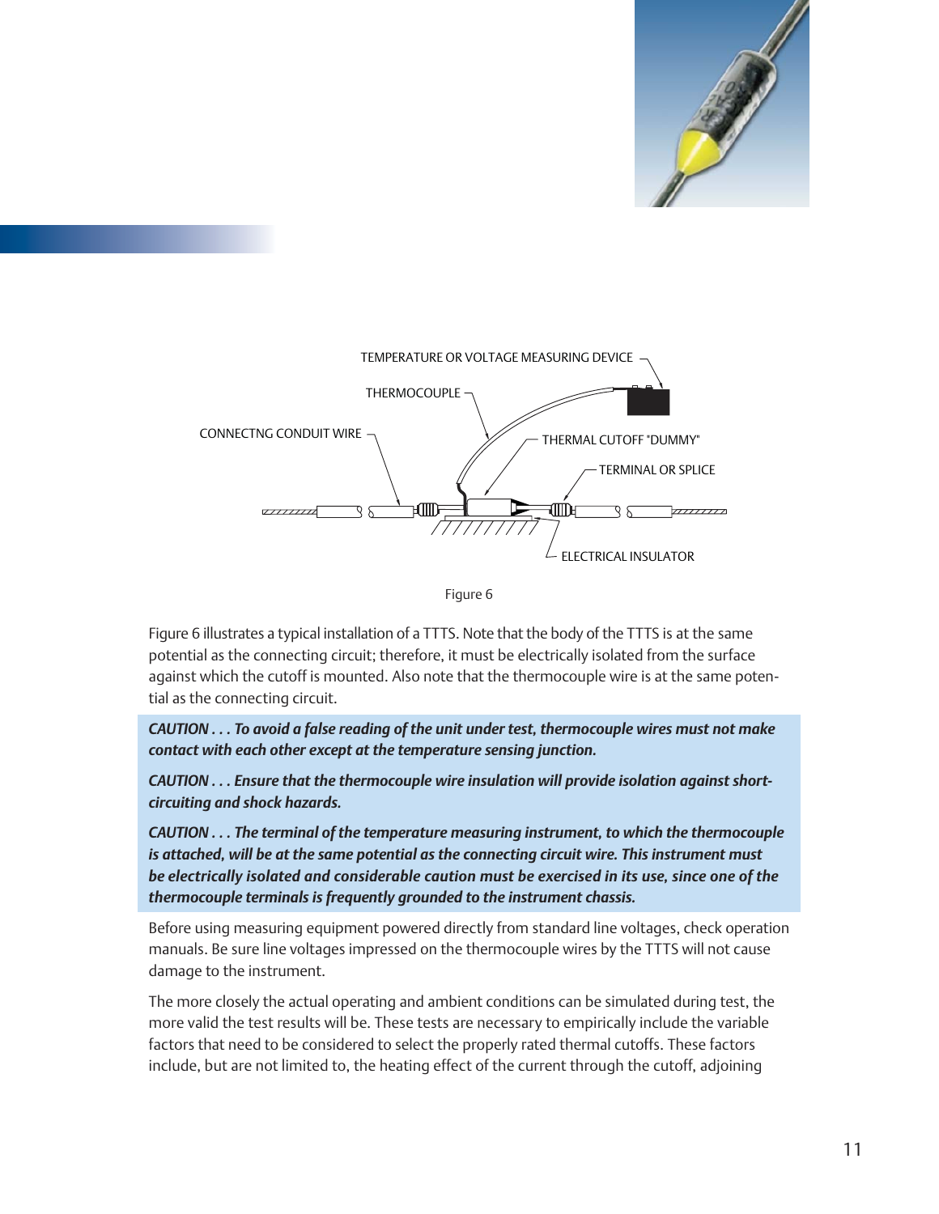TEMPERATURE OR VOLTAGE MEASURING DEVICE

THERMOCOUPLE

CONNECTNG CONDUIT WIRE

THERMAL CUTOFF "DUMMY"

TERMINAL OR SPLICE

ELECTRICAL INSULATOR

Figure 6

Figure 6 illustrates a typical installation of a TTTS. Note that the body of the TTTS is at the same potential as the connecting circuit; therefore, it must be electrically isolated from the surface against which the cutoff is mounted. Also note that the thermocouple wire is at the same potential as the connecting circuit.

***CAUTION . . . To avoid a false reading of the unit under test, thermocouple wires must not make contact with each other except at the temperature sensing junction.***

***CAUTION . . . Ensure that the thermocouple wire insulation will provide isolation against short-circuiting and shock hazards.***

***CAUTION . . . The terminal of the temperature measuring instrument, to which the thermocouple is attached, will be at the same potential as the connecting circuit wire. This instrument must be electrically isolated and considerable caution must be exercised in its use, since one of the thermocouple terminals is frequently grounded to the instrument chassis.***

Before using measuring equipment powered directly from standard line voltages, check operation manuals. Be sure line voltages impressed on the thermocouple wires by the TTTS will not cause damage to the instrument.

The more closely the actual operating and ambient conditions can be simulated during test, the more valid the test results will be. These tests are necessary to empirically include the variable factors that need to be considered to select the properly rated thermal cutoffs. These factors include, but are not limited to, the heating effect of the current through the cutoff, adjoining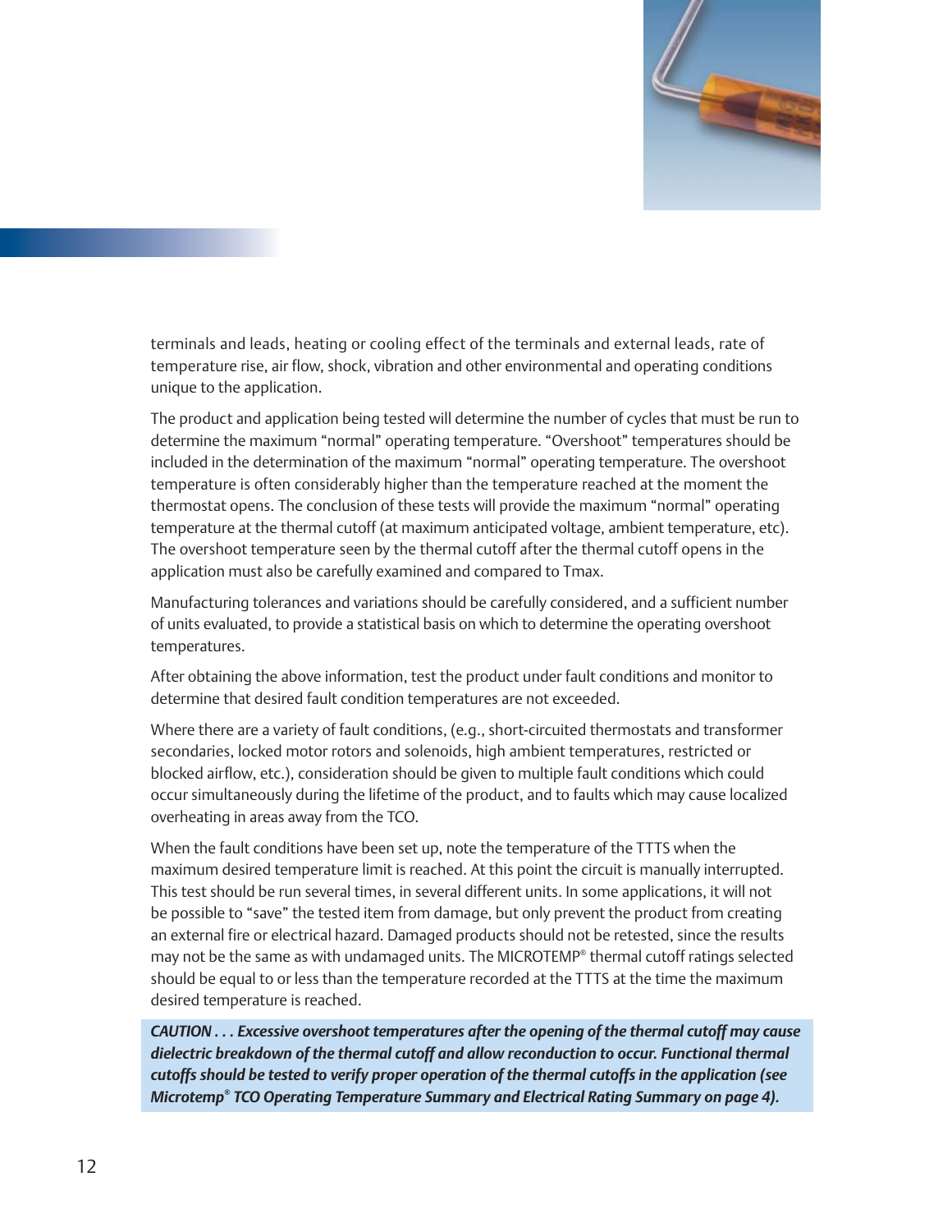terminals and leads, heating or cooling effect of the terminals and external leads, rate of temperature rise, air flow, shock, vibration and other environmental and operating conditions unique to the application.

The product and application being tested will determine the number of cycles that must be run to determine the maximum "normal" operating temperature. "Overshoot" temperatures should be included in the determination of the maximum "normal" operating temperature. The overshoot temperature is often considerably higher than the temperature reached at the moment the thermostat opens. The conclusion of these tests will provide the maximum "normal" operating temperature at the thermal cutoff (at maximum anticipated voltage, ambient temperature, etc). The overshoot temperature seen by the thermal cutoff after the thermal cutoff opens in the application must also be carefully examined and compared to Tmax.

Manufacturing tolerances and variations should be carefully considered, and a sufficient number of units evaluated, to provide a statistical basis on which to determine the operating overshoot temperatures.

After obtaining the above information, test the product under fault conditions and monitor to determine that desired fault condition temperatures are not exceeded.

Where there are a variety of fault conditions, (e.g., short-circuited thermostats and transformer secondaries, locked motor rotors and solenoids, high ambient temperatures, restricted or blocked airflow, etc.), consideration should be given to multiple fault conditions which could occur simultaneously during the lifetime of the product, and to faults which may cause localized overheating in areas away from the TCO.

When the fault conditions have been set up, note the temperature of the TTTS when the maximum desired temperature limit is reached. At this point the circuit is manually interrupted. This test should be run several times, in several different units. In some applications, it will not be possible to "save" the tested item from damage, but only prevent the product from creating an external fire or electrical hazard. Damaged products should not be retested, since the results may not be the same as with undamaged units. The MICROTEMP® thermal cutoff ratings selected should be equal to or less than the temperature recorded at the TTTS at the time the maximum desired temperature is reached.

***CAUTION . . . Excessive overshoot temperatures after the opening of the thermal cutoff may cause dielectric breakdown of the thermal cutoff and allow reconduction to occur. Functional thermal cutoffs should be tested to verify proper operation of the thermal cutoffs in the application (see Microtemp® TCO Operating Temperature Summary and Electrical Rating Summary on page 4).***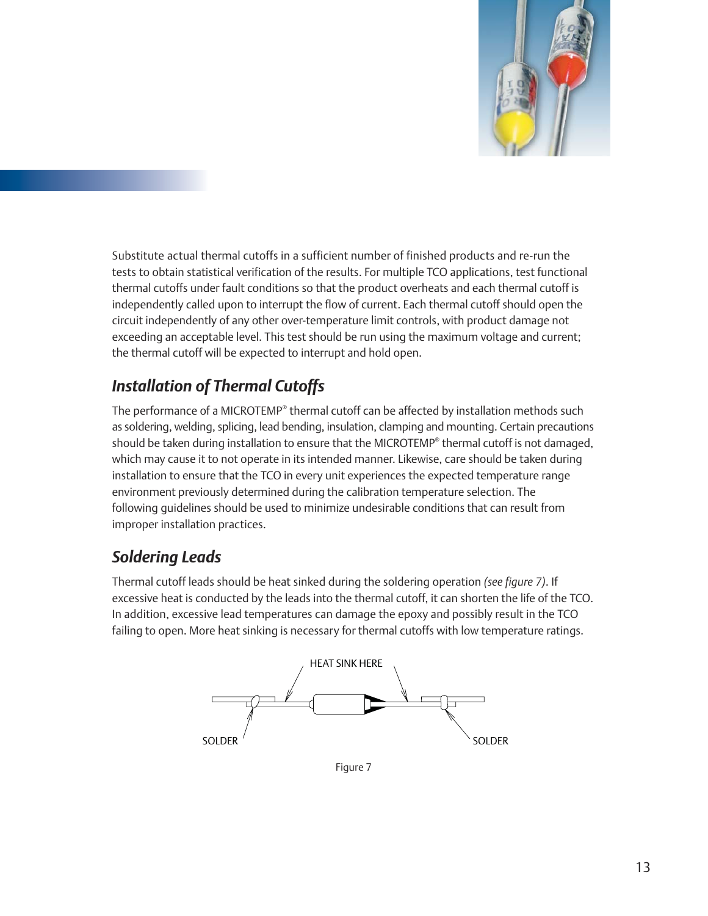Substitute actual thermal cutoffs in a sufficient number of finished products and re-run the tests to obtain statistical verification of the results. For multiple TCO applications, test functional thermal cutoffs under fault conditions so that the product overheats and each thermal cutoff is independently called upon to interrupt the flow of current. Each thermal cutoff should open the circuit independently of any other over-temperature limit controls, with product damage not exceeding an acceptable level. This test should be run using the maximum voltage and current; the thermal cutoff will be expected to interrupt and hold open.

## *Installation of Thermal Cutoffs*

The performance of a MICROTEMP® thermal cutoff can be affected by installation methods such as soldering, welding, splicing, lead bending, insulation, clamping and mounting. Certain precautions should be taken during installation to ensure that the MICROTEMP® thermal cutoff is not damaged, which may cause it to not operate in its intended manner. Likewise, care should be taken during installation to ensure that the TCO in every unit experiences the expected temperature range environment previously determined during the calibration temperature selection. The following guidelines should be used to minimize undesirable conditions that can result from improper installation practices.

## *Soldering Leads*

Thermal cutoff leads should be heat sinked during the soldering operation *(see figure 7)*. If excessive heat is conducted by the leads into the thermal cutoff, it can shorten the life of the TCO. In addition, excessive lead temperatures can damage the epoxy and possibly result in the TCO failing to open. More heat sinking is necessary for thermal cutoffs with low temperature ratings.

HEAT SINK HERE

SOLDER SOLDER

Figure 7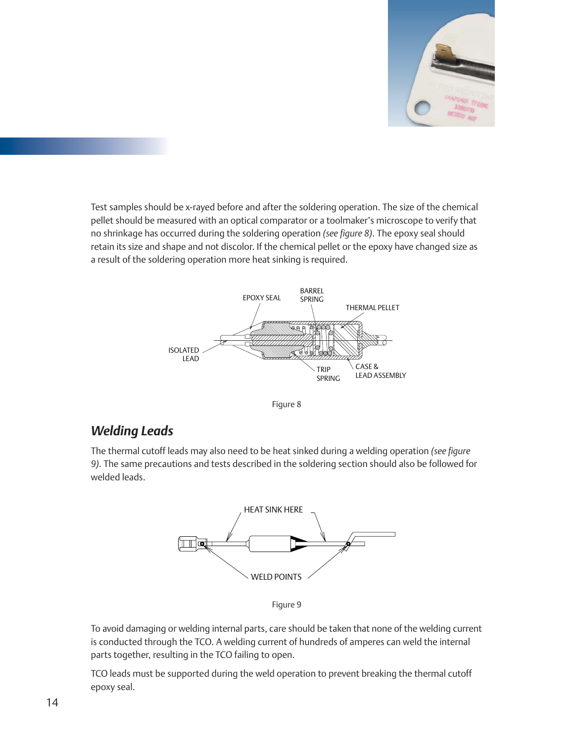Test samples should be x-rayed before and after the soldering operation. The size of the chemical pellet should be measured with an optical comparator or a toolmaker's microscope to verify that no shrinkage has occurred during the soldering operation *(see figure 8)*. The epoxy seal should retain its size and shape and not discolor. If the chemical pellet or the epoxy have changed size as a result of the soldering operation more heat sinking is required.

Figure 8

## *Welding Leads*

The thermal cutoff leads may also need to be heat sinked during a welding operation *(see figure 9)*. The same precautions and tests described in the soldering section should also be followed for welded leads.

Figure 9

To avoid damaging or welding internal parts, care should be taken that none of the welding current is conducted through the TCO. A welding current of hundreds of amperes can weld the internal parts together, resulting in the TCO failing to open.

TCO leads must be supported during the weld operation to prevent breaking the thermal cutoff epoxy seal.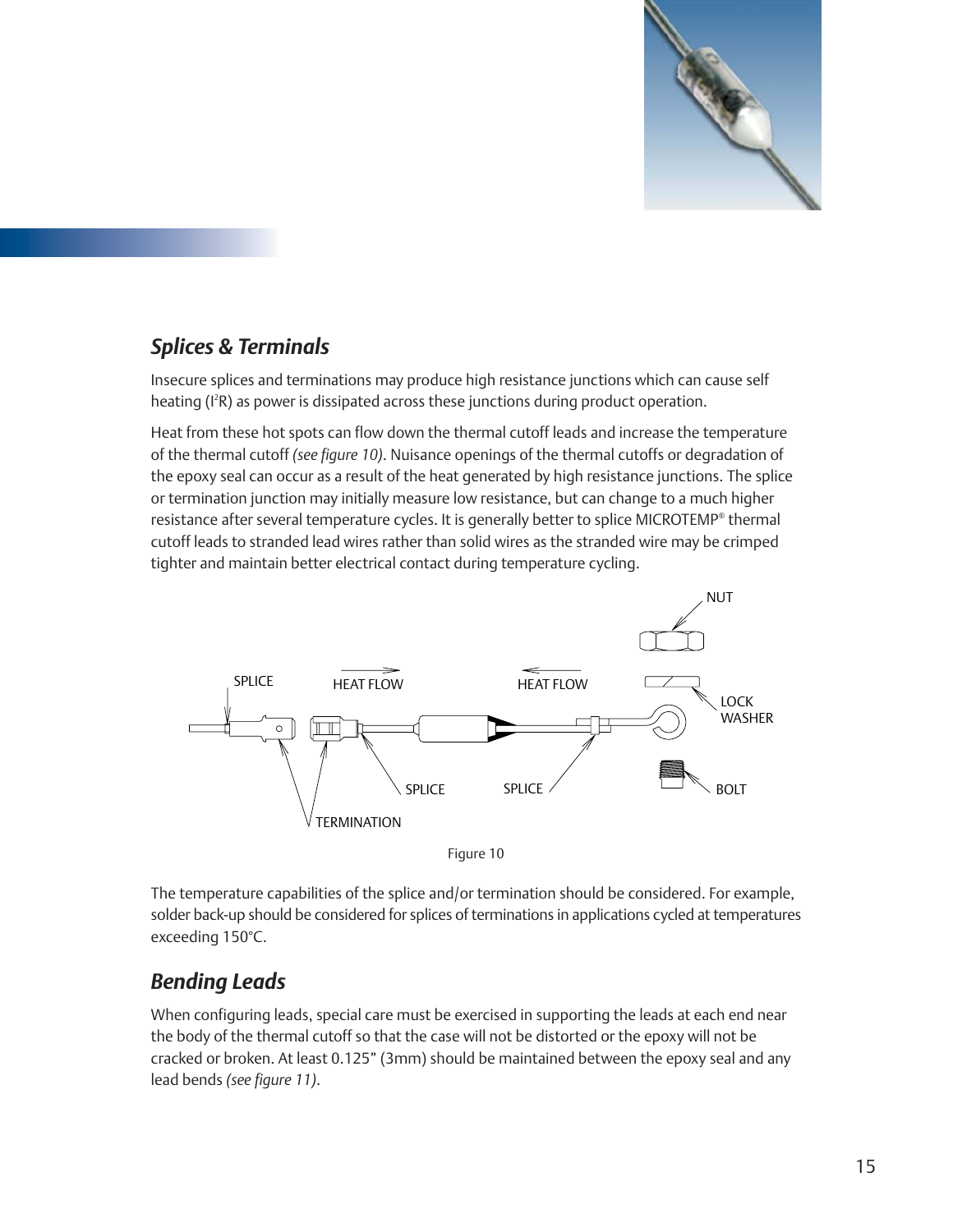## *Splices & Terminals*

Insecure splices and terminations may produce high resistance junctions which can cause self heating ($I^2R$) as power is dissipated across these junctions during product operation.

Heat from these hot spots can flow down the thermal cutoff leads and increase the temperature of the thermal cutoff *(see figure 10)*. Nuisance openings of the thermal cutoffs or degradation of the epoxy seal can occur as a result of the heat generated by high resistance junctions. The splice or termination junction may initially measure low resistance, but can change to a much higher resistance after several temperature cycles. It is generally better to splice MICROTEMP® thermal cutoff leads to stranded lead wires rather than solid wires as the stranded wire may be crimped tighter and maintain better electrical contact during temperature cycling.

Figure 10

The temperature capabilities of the splice and/or termination should be considered. For example, solder back-up should be considered for splices of terminations in applications cycled at temperatures exceeding 150°C.

## *Bending Leads*

When configuring leads, special care must be exercised in supporting the leads at each end near the body of the thermal cutoff so that the case will not be distorted or the epoxy will not be cracked or broken. At least 0.125" (3mm) should be maintained between the epoxy seal and any lead bends *(see figure 11)*.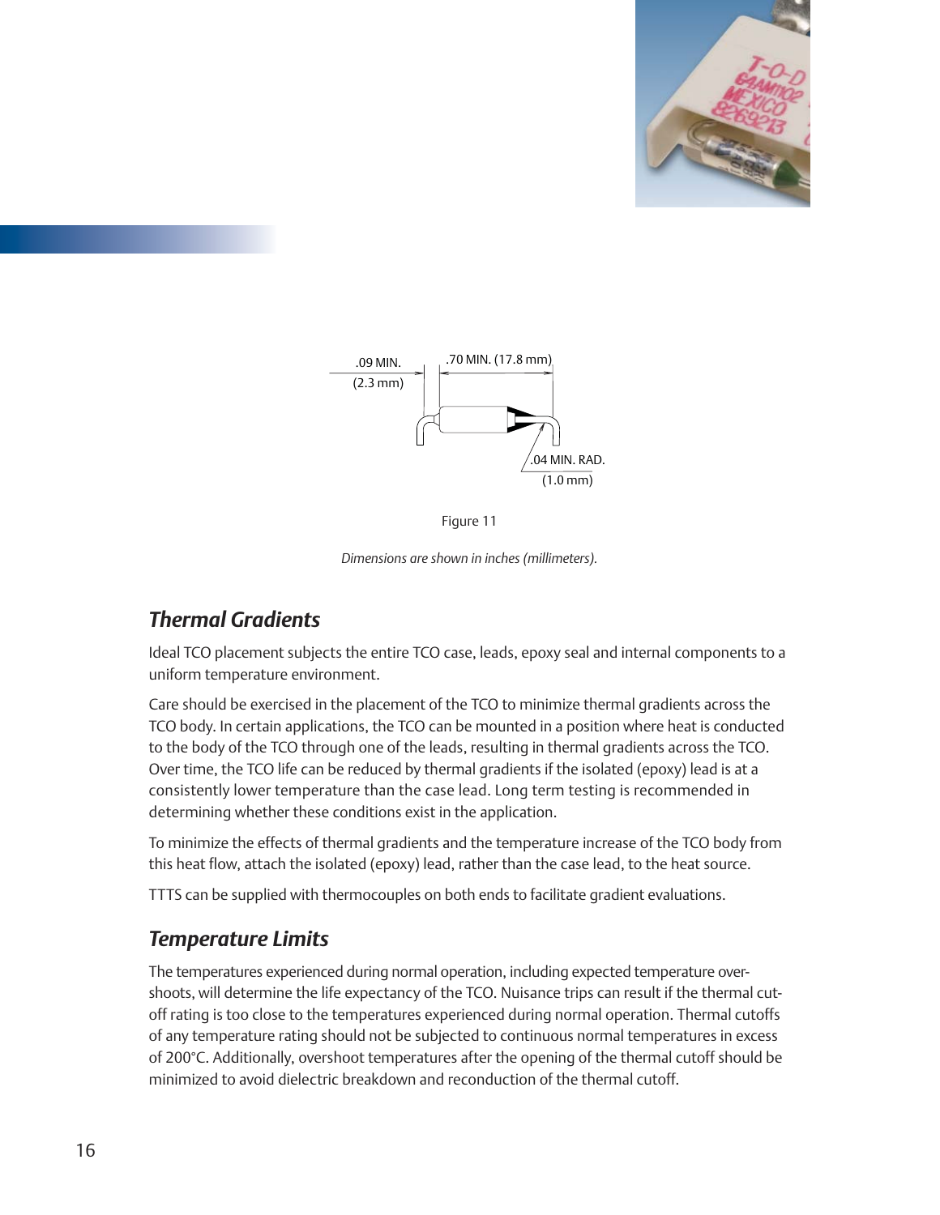.09 MIN.
(2.3 mm)

.70 MIN. (17.8 mm)

.04 MIN. RAD.
(1.0 mm)

Figure 11

*Dimensions are shown in inches (millimeters).*

## *Thermal Gradients*

Ideal TCO placement subjects the entire TCO case, leads, epoxy seal and internal components to a uniform temperature environment.

Care should be exercised in the placement of the TCO to minimize thermal gradients across the TCO body. In certain applications, the TCO can be mounted in a position where heat is conducted to the body of the TCO through one of the leads, resulting in thermal gradients across the TCO. Over time, the TCO life can be reduced by thermal gradients if the isolated (epoxy) lead is at a consistently lower temperature than the case lead. Long term testing is recommended in determining whether these conditions exist in the application.

To minimize the effects of thermal gradients and the temperature increase of the TCO body from this heat flow, attach the isolated (epoxy) lead, rather than the case lead, to the heat source.

TTTS can be supplied with thermocouples on both ends to facilitate gradient evaluations.

## *Temperature Limits*

The temperatures experienced during normal operation, including expected temperature overshoots, will determine the life expectancy of the TCO. Nuisance trips can result if the thermal cutoff rating is too close to the temperatures experienced during normal operation. Thermal cutoffs of any temperature rating should not be subjected to continuous normal temperatures in excess of 200°C. Additionally, overshoot temperatures after the opening of the thermal cutoff should be minimized to avoid dielectric breakdown and reconduction of the thermal cutoff.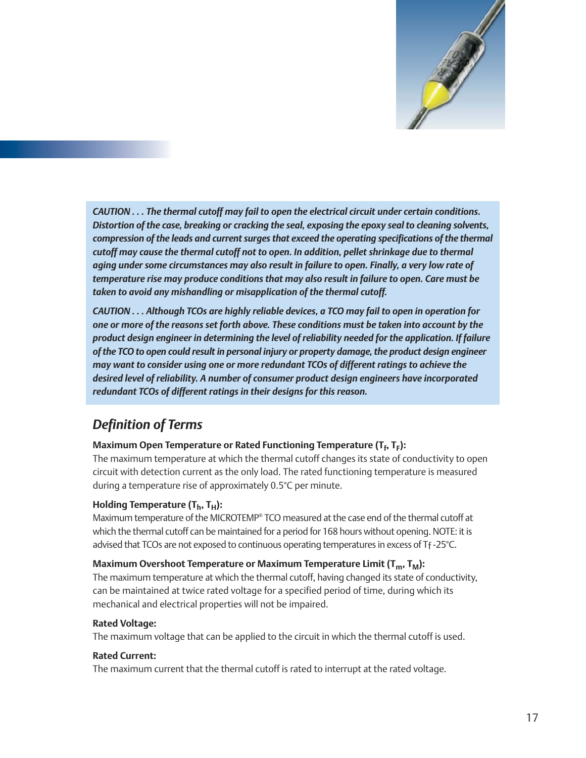*CAUTION . . . The thermal cutoff may fail to open the electrical circuit under certain conditions. Distortion of the case, breaking or cracking the seal, exposing the epoxy seal to cleaning solvents, compression of the leads and current surges that exceed the operating specifications of the thermal cutoff may cause the thermal cutoff not to open. In addition, pellet shrinkage due to thermal aging under some circumstances may also result in failure to open. Finally, a very low rate of temperature rise may produce conditions that may also result in failure to open. Care must be taken to avoid any mishandling or misapplication of the thermal cutoff.*

*CAUTION . . . Although TCOs are highly reliable devices, a TCO may fail to open in operation for one or more of the reasons set forth above. These conditions must be taken into account by the product design engineer in determining the level of reliability needed for the application. If failure of the TCO to open could result in personal injury or property damage, the product design engineer may want to consider using one or more redundant TCOs of different ratings to achieve the desired level of reliability. A number of consumer product design engineers have incorporated redundant TCOs of different ratings in their designs for this reason.*

## *Definition of Terms*

**Maximum Open Temperature or Rated Functioning Temperature ($T_f$, $T_F$):**
The maximum temperature at which the thermal cutoff changes its state of conductivity to open circuit with detection current as the only load. The rated functioning temperature is measured during a temperature rise of approximately 0.5°C per minute.

**Holding Temperature ($T_h$, $T_H$):**
Maximum temperature of the MICROTEMP® TCO measured at the case end of the thermal cutoff at which the thermal cutoff can be maintained for a period for 168 hours without opening. NOTE: it is advised that TCOs are not exposed to continuous operating temperatures in excess of $T_f$ -25°C.

**Maximum Overshoot Temperature or Maximum Temperature Limit ($T_m$, $T_M$):**
The maximum temperature at which the thermal cutoff, having changed its state of conductivity, can be maintained at twice rated voltage for a specified period of time, during which its mechanical and electrical properties will not be impaired.

**Rated Voltage:**
The maximum voltage that can be applied to the circuit in which the thermal cutoff is used.

**Rated Current:**
The maximum current that the thermal cutoff is rated to interrupt at the rated voltage.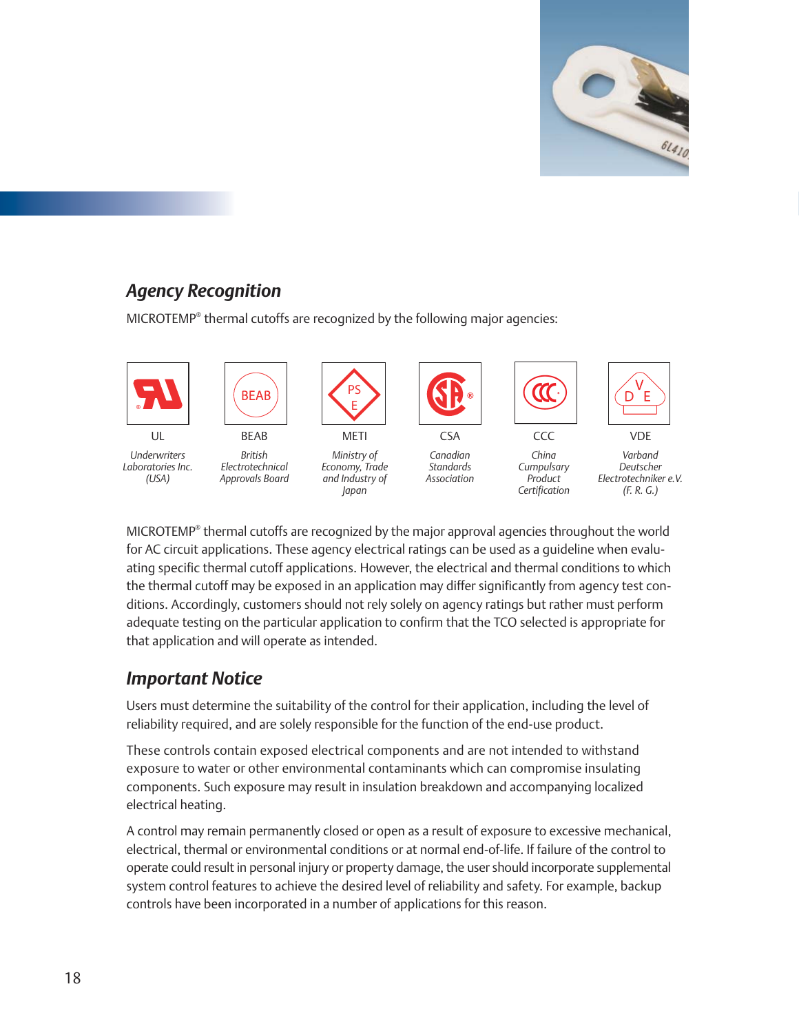## Agency Recognition

MICROTEMP® thermal cutoffs are recognized by the following major agencies:

| UL | BEAB | METI | CSA | CCC | VDE |
|---|---|---|---|---|---|
| *Underwriters Laboratories Inc. (USA)* | *British Electrotechnical Approvals Board* | *Ministry of Economy, Trade and Industry of Japan* | *Canadian Standards Association* | *China Cumpulsary Product Certification* | *Varband Deutscher Electrotechniker e.V. (F. R. G.)* |

MICROTEMP® thermal cutoffs are recognized by the major approval agencies throughout the world for AC circuit applications. These agency electrical ratings can be used as a guideline when evaluating specific thermal cutoff applications. However, the electrical and thermal conditions to which the thermal cutoff may be exposed in an application may differ significantly from agency test conditions. Accordingly, customers should not rely solely on agency ratings but rather must perform adequate testing on the particular application to confirm that the TCO selected is appropriate for that application and will operate as intended.

## Important Notice

Users must determine the suitability of the control for their application, including the level of reliability required, and are solely responsible for the function of the end-use product.

These controls contain exposed electrical components and are not intended to withstand exposure to water or other environmental contaminants which can compromise insulating components. Such exposure may result in insulation breakdown and accompanying localized electrical heating.

A control may remain permanently closed or open as a result of exposure to excessive mechanical, electrical, thermal or environmental conditions or at normal end-of-life. If failure of the control to operate could result in personal injury or property damage, the user should incorporate supplemental system control features to achieve the desired level of reliability and safety. For example, backup controls have been incorporated in a number of applications for this reason.